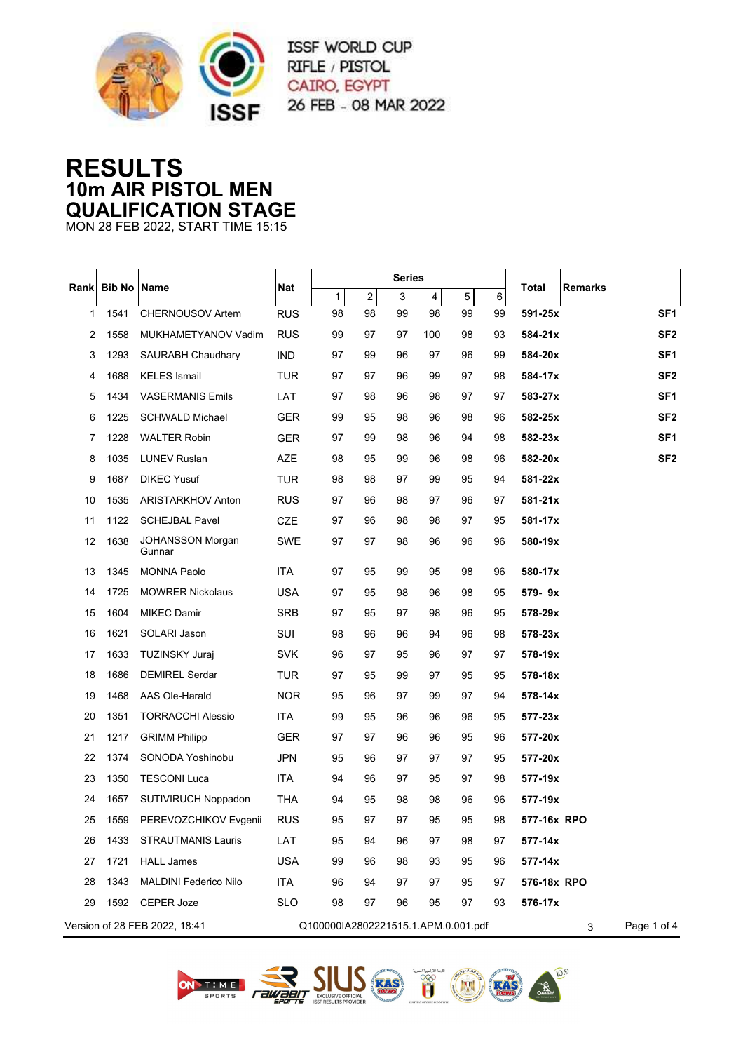ISSF WORLD CUP
RIFLE / PISTOL
CAIRO, EGYPT
26 FEB - 08 MAR 2022

# RESULTS
## 10m AIR PISTOL MEN
## QUALIFICATION STAGE

MON 28 FEB 2022, START TIME 15:15

| Rank | Bib No | Name | Nat | Series | | | | | | Total | Remarks |
|---|---|---|---|---|---|---|---|---|---|---|---|
| | | | | 1 | 2 | 3 | 4 | 5 | 6 | | |
| 1 | 1541 | CHERNOUSOV Artem | RUS | 98 | 98 | 99 | 98 | 99 | 99 | **591-25x** | **SF1** |
| 2 | 1558 | MUKHAMETYANOV Vadim | RUS | 99 | 97 | 97 | 100 | 98 | 93 | **584-21x** | **SF2** |
| 3 | 1293 | SAURABH Chaudhary | IND | 97 | 99 | 96 | 97 | 96 | 99 | **584-20x** | **SF1** |
| 4 | 1688 | KELES Ismail | TUR | 97 | 97 | 96 | 99 | 97 | 98 | **584-17x** | **SF2** |
| 5 | 1434 | VASERMANIS Emils | LAT | 97 | 98 | 96 | 98 | 97 | 97 | **583-27x** | **SF1** |
| 6 | 1225 | SCHWALD Michael | GER | 99 | 95 | 98 | 96 | 98 | 96 | **582-25x** | **SF2** |
| 7 | 1228 | WALTER Robin | GER | 97 | 99 | 98 | 96 | 94 | 98 | **582-23x** | **SF1** |
| 8 | 1035 | LUNEV Ruslan | AZE | 98 | 95 | 99 | 96 | 98 | 96 | **582-20x** | **SF2** |
| 9 | 1687 | DIKEC Yusuf | TUR | 98 | 98 | 97 | 99 | 95 | 94 | **581-22x** | |
| 10 | 1535 | ARISTARKHOV Anton | RUS | 97 | 96 | 98 | 97 | 96 | 97 | **581-21x** | |
| 11 | 1122 | SCHEJBAL Pavel | CZE | 97 | 96 | 98 | 98 | 97 | 95 | **581-17x** | |
| 12 | 1638 | JOHANSSON Morgan Gunnar | SWE | 97 | 97 | 98 | 96 | 96 | 96 | **580-19x** | |
| 13 | 1345 | MONNA Paolo | ITA | 97 | 95 | 99 | 95 | 98 | 96 | **580-17x** | |
| 14 | 1725 | MOWRER Nickolaus | USA | 97 | 95 | 98 | 96 | 98 | 95 | **579- 9x** | |
| 15 | 1604 | MIKEC Damir | SRB | 97 | 95 | 97 | 98 | 96 | 95 | **578-29x** | |
| 16 | 1621 | SOLARI Jason | SUI | 98 | 96 | 96 | 94 | 96 | 98 | **578-23x** | |
| 17 | 1633 | TUZINSKY Juraj | SVK | 96 | 97 | 95 | 96 | 97 | 97 | **578-19x** | |
| 18 | 1686 | DEMIREL Serdar | TUR | 97 | 95 | 99 | 97 | 95 | 95 | **578-18x** | |
| 19 | 1468 | AAS Ole-Harald | NOR | 95 | 96 | 97 | 99 | 97 | 94 | **578-14x** | |
| 20 | 1351 | TORRACCHI Alessio | ITA | 99 | 95 | 96 | 96 | 96 | 95 | **577-23x** | |
| 21 | 1217 | GRIMM Philipp | GER | 97 | 97 | 96 | 96 | 95 | 96 | **577-20x** | |
| 22 | 1374 | SONODA Yoshinobu | JPN | 95 | 96 | 97 | 97 | 97 | 95 | **577-20x** | |
| 23 | 1350 | TESCONI Luca | ITA | 94 | 96 | 97 | 95 | 97 | 98 | **577-19x** | |
| 24 | 1657 | SUTIVIRUCH Noppadon | THA | 94 | 95 | 98 | 98 | 96 | 96 | **577-19x** | |
| 25 | 1559 | PEREVOZCHIKOV Evgenii | RUS | 95 | 97 | 97 | 95 | 95 | 98 | **577-16x** | **RPO** |
| 26 | 1433 | STRAUTMANIS Lauris | LAT | 95 | 94 | 96 | 97 | 98 | 97 | **577-14x** | |
| 27 | 1721 | HALL James | USA | 99 | 96 | 98 | 93 | 95 | 96 | **577-14x** | |
| 28 | 1343 | MALDINI Federico Nilo | ITA | 96 | 94 | 97 | 97 | 95 | 97 | **576-18x** | **RPO** |
| 29 | 1592 | CEPER Joze | SLO | 98 | 97 | 96 | 95 | 97 | 93 | **576-17x** | |

Version of 28 FEB 2022, 18:41 Q100000IA2802221515.1.APM.0.001.pdf 3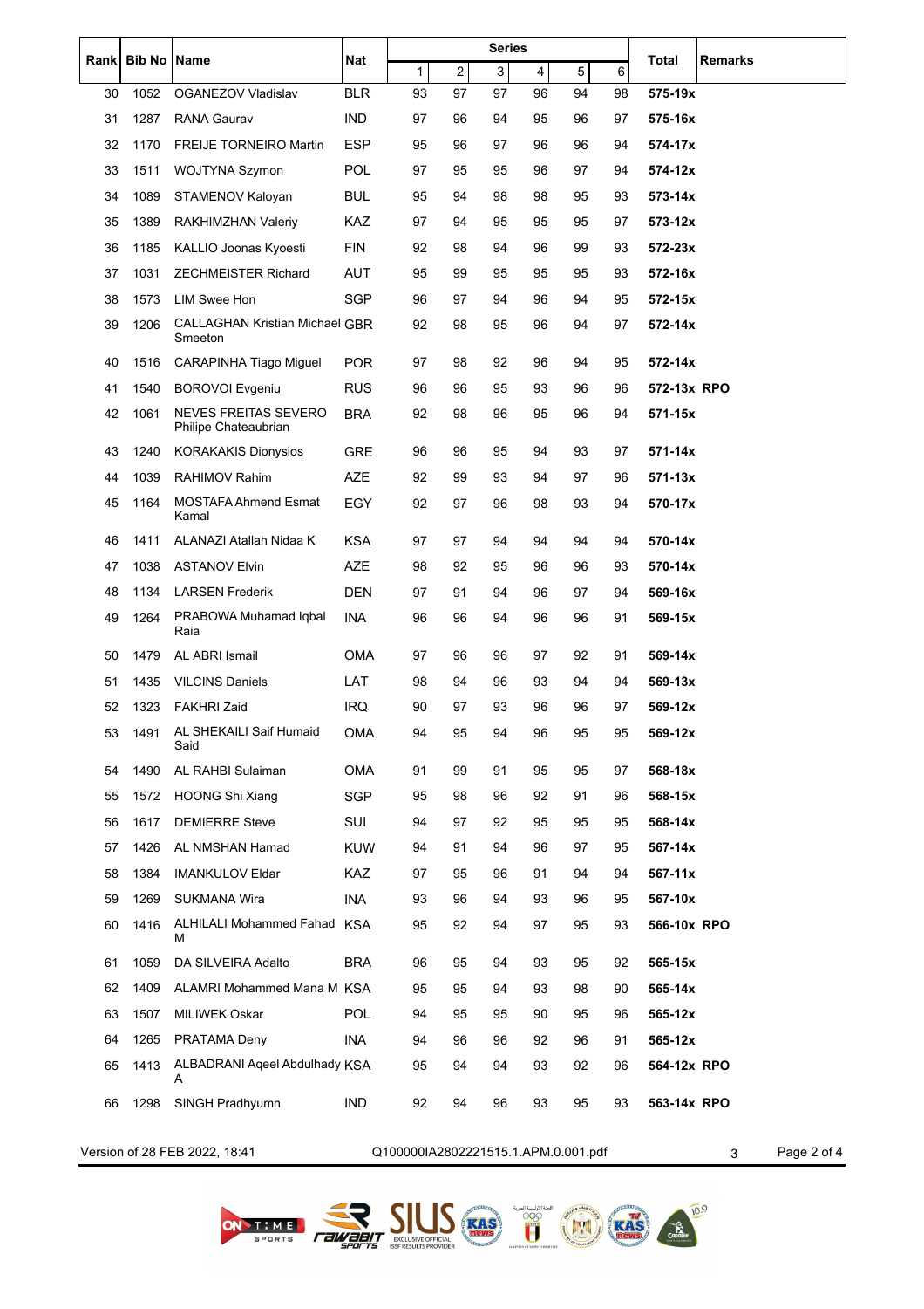| Rank | Bib No | Name | Nat | Series | | | | | | Total | Remarks |
|---|---|---|---|---|---|---|---|---|---|---|---|
| | | | | 1 | 2 | 3 | 4 | 5 | 6 | | |
| 30 | 1052 | OGANEZOV Vladislav | BLR | 93 | 97 | 97 | 96 | 94 | 98 | **575-19x** | |
| 31 | 1287 | RANA Gaurav | IND | 97 | 96 | 94 | 95 | 96 | 97 | **575-16x** | |
| 32 | 1170 | FREIJE TORNEIRO Martin | ESP | 95 | 96 | 97 | 96 | 96 | 94 | **574-17x** | |
| 33 | 1511 | WOJTYNA Szymon | POL | 97 | 95 | 95 | 96 | 97 | 94 | **574-12x** | |
| 34 | 1089 | STAMENOV Kaloyan | BUL | 95 | 94 | 98 | 98 | 95 | 93 | **573-14x** | |
| 35 | 1389 | RAKHIMZHAN Valeriy | KAZ | 97 | 94 | 95 | 95 | 95 | 97 | **573-12x** | |
| 36 | 1185 | KALLIO Joonas Kyoesti | FIN | 92 | 98 | 94 | 96 | 99 | 93 | **572-23x** | |
| 37 | 1031 | ZECHMEISTER Richard | AUT | 95 | 99 | 95 | 95 | 95 | 93 | **572-16x** | |
| 38 | 1573 | LIM Swee Hon | SGP | 96 | 97 | 94 | 96 | 94 | 95 | **572-15x** | |
| 39 | 1206 | CALLAGHAN Kristian Michael Smeeton | GBR | 92 | 98 | 95 | 96 | 94 | 97 | **572-14x** | |
| 40 | 1516 | CARAPINHA Tiago Miguel | POR | 97 | 98 | 92 | 96 | 94 | 95 | **572-14x** | |
| 41 | 1540 | BOROVOI Evgeniu | RUS | 96 | 96 | 95 | 93 | 96 | 96 | **572-13x** | **RPO** |
| 42 | 1061 | NEVES FREITAS SEVERO Philipe Chateaubrian | BRA | 92 | 98 | 96 | 95 | 96 | 94 | **571-15x** | |
| 43 | 1240 | KORAKAKIS Dionysios | GRE | 96 | 96 | 95 | 94 | 93 | 97 | **571-14x** | |
| 44 | 1039 | RAHIMOV Rahim | AZE | 92 | 99 | 93 | 94 | 97 | 96 | **571-13x** | |
| 45 | 1164 | MOSTAFA Ahmend Esmat Kamal | EGY | 92 | 97 | 96 | 98 | 93 | 94 | **570-17x** | |
| 46 | 1411 | ALANAZI Atallah Nidaa K | KSA | 97 | 97 | 94 | 94 | 94 | 94 | **570-14x** | |
| 47 | 1038 | ASTANOV Elvin | AZE | 98 | 92 | 95 | 96 | 96 | 93 | **570-14x** | |
| 48 | 1134 | LARSEN Frederik | DEN | 97 | 91 | 94 | 96 | 97 | 94 | **569-16x** | |
| 49 | 1264 | PRABOWA Muhamad Iqbal Raia | INA | 96 | 96 | 94 | 96 | 96 | 91 | **569-15x** | |
| 50 | 1479 | AL ABRI Ismail | OMA | 97 | 96 | 96 | 97 | 92 | 91 | **569-14x** | |
| 51 | 1435 | VILCINS Daniels | LAT | 98 | 94 | 96 | 93 | 94 | 94 | **569-13x** | |
| 52 | 1323 | FAKHRI Zaid | IRQ | 90 | 97 | 93 | 96 | 96 | 97 | **569-12x** | |
| 53 | 1491 | AL SHEKAILI Saif Humaid Said | OMA | 94 | 95 | 94 | 96 | 95 | 95 | **569-12x** | |
| 54 | 1490 | AL RAHBI Sulaiman | OMA | 91 | 99 | 91 | 95 | 95 | 97 | **568-18x** | |
| 55 | 1572 | HOONG Shi Xiang | SGP | 95 | 98 | 96 | 92 | 91 | 96 | **568-15x** | |
| 56 | 1617 | DEMIERRE Steve | SUI | 94 | 97 | 92 | 95 | 95 | 95 | **568-14x** | |
| 57 | 1426 | AL NMSHAN Hamad | KUW | 94 | 91 | 94 | 96 | 97 | 95 | **567-14x** | |
| 58 | 1384 | IMANKULOV Eldar | KAZ | 97 | 95 | 96 | 91 | 94 | 94 | **567-11x** | |
| 59 | 1269 | SUKMANA Wira | INA | 93 | 96 | 94 | 93 | 96 | 95 | **567-10x** | |
| 60 | 1416 | ALHILALI Mohammed Fahad M | KSA | 95 | 92 | 94 | 97 | 95 | 93 | **566-10x** | **RPO** |
| 61 | 1059 | DA SILVEIRA Adalto | BRA | 96 | 95 | 94 | 93 | 95 | 92 | **565-15x** | |
| 62 | 1409 | ALAMRI Mohammed Mana M | KSA | 95 | 95 | 94 | 93 | 98 | 90 | **565-14x** | |
| 63 | 1507 | MILIWEK Oskar | POL | 94 | 95 | 95 | 90 | 95 | 96 | **565-12x** | |
| 64 | 1265 | PRATAMA Deny | INA | 94 | 96 | 96 | 92 | 96 | 91 | **565-12x** | |
| 65 | 1413 | ALBADRANI Aqeel Abdulhady A | KSA | 95 | 94 | 94 | 93 | 92 | 96 | **564-12x** | **RPO** |
| 66 | 1298 | SINGH Pradhyumn | IND | 92 | 94 | 96 | 93 | 95 | 93 | **563-14x** | **RPO** |

Version of 28 FEB 2022, 18:41 Q100000IA2802221515.1.APM.0.001.pdf 3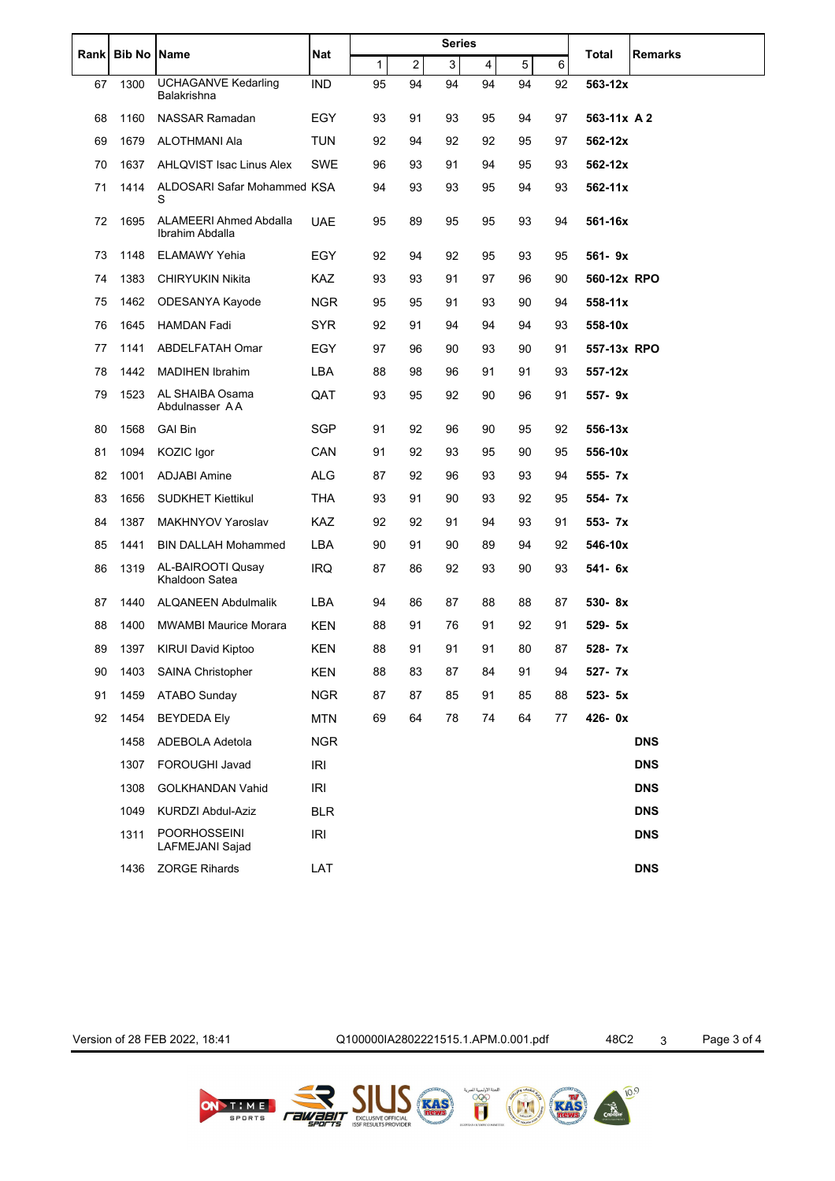| Rank | Bib No | Name | Nat | Series | | | | | | Total | Remarks |
|---|---|---|---|---|---|---|---|---|---|---|---|
| | | | | 1 | 2 | 3 | 4 | 5 | 6 | | |
| 67 | 1300 | UCHAGANVE Kedarling Balakrishna | IND | 95 | 94 | 94 | 94 | 94 | 92 | **563-12x** | |
| 68 | 1160 | NASSAR Ramadan | EGY | 93 | 91 | 93 | 95 | 94 | 97 | **563-11x** | **A 2** |
| 69 | 1679 | ALOTHMANI Ala | TUN | 92 | 94 | 92 | 92 | 95 | 97 | **562-12x** | |
| 70 | 1637 | AHLQVIST Isac Linus Alex | SWE | 96 | 93 | 91 | 94 | 95 | 93 | **562-12x** | |
| 71 | 1414 | ALDOSARI Safar Mohammed S | KSA | 94 | 93 | 93 | 95 | 94 | 93 | **562-11x** | |
| 72 | 1695 | ALAMEERI Ahmed Abdalla Ibrahim Abdalla | UAE | 95 | 89 | 95 | 95 | 93 | 94 | **561-16x** | |
| 73 | 1148 | ELAMAWY Yehia | EGY | 92 | 94 | 92 | 95 | 93 | 95 | **561- 9x** | |
| 74 | 1383 | CHIRYUKIN Nikita | KAZ | 93 | 93 | 91 | 97 | 96 | 90 | **560-12x** | **RPO** |
| 75 | 1462 | ODESANYA Kayode | NGR | 95 | 95 | 91 | 93 | 90 | 94 | **558-11x** | |
| 76 | 1645 | HAMDAN Fadi | SYR | 92 | 91 | 94 | 94 | 94 | 93 | **558-10x** | |
| 77 | 1141 | ABDELFATAH Omar | EGY | 97 | 96 | 90 | 93 | 90 | 91 | **557-13x** | **RPO** |
| 78 | 1442 | MADIHEN Ibrahim | LBA | 88 | 98 | 96 | 91 | 91 | 93 | **557-12x** | |
| 79 | 1523 | AL SHAIBA Osama Abdulnasser A A | QAT | 93 | 95 | 92 | 90 | 96 | 91 | **557- 9x** | |
| 80 | 1568 | GAI Bin | SGP | 91 | 92 | 96 | 90 | 95 | 92 | **556-13x** | |
| 81 | 1094 | KOZIC Igor | CAN | 91 | 92 | 93 | 95 | 90 | 95 | **556-10x** | |
| 82 | 1001 | ADJABI Amine | ALG | 87 | 92 | 96 | 93 | 93 | 94 | **555- 7x** | |
| 83 | 1656 | SUDKHET Kiettikul | THA | 93 | 91 | 90 | 93 | 92 | 95 | **554- 7x** | |
| 84 | 1387 | MAKHNYOV Yaroslav | KAZ | 92 | 92 | 91 | 94 | 93 | 91 | **553- 7x** | |
| 85 | 1441 | BIN DALLAH Mohammed | LBA | 90 | 91 | 90 | 89 | 94 | 92 | **546-10x** | |
| 86 | 1319 | AL-BAIROOTI Qusay Khaldoon Satea | IRQ | 87 | 86 | 92 | 93 | 90 | 93 | **541- 6x** | |
| 87 | 1440 | ALQANEEN Abdulmalik | LBA | 94 | 86 | 87 | 88 | 88 | 87 | **530- 8x** | |
| 88 | 1400 | MWAMBI Maurice Morara | KEN | 88 | 91 | 76 | 91 | 92 | 91 | **529- 5x** | |
| 89 | 1397 | KIRUI David Kiptoo | KEN | 88 | 91 | 91 | 91 | 80 | 87 | **528- 7x** | |
| 90 | 1403 | SAINA Christopher | KEN | 88 | 83 | 87 | 84 | 91 | 94 | **527- 7x** | |
| 91 | 1459 | ATABO Sunday | NGR | 87 | 87 | 85 | 91 | 85 | 88 | **523- 5x** | |
| 92 | 1454 | BEYDEDA Ely | MTN | 69 | 64 | 78 | 74 | 64 | 77 | **426- 0x** | |
| | 1458 | ADEBOLA Adetola | NGR | | | | | | | | **DNS** |
| | 1307 | FOROUGHI Javad | IRI | | | | | | | | **DNS** |
| | 1308 | GOLKHANDAN Vahid | IRI | | | | | | | | **DNS** |
| | 1049 | KURDZI Abdul-Aziz | BLR | | | | | | | | **DNS** |
| | 1311 | POORHOSSEINI LAFMEJANI Sajad | IRI | | | | | | | | **DNS** |
| | 1436 | ZORGE Rihards | LAT | | | | | | | | **DNS** |

Version of 28 FEB 2022, 18:41 Q100000IA2802221515.1.APM.0.001.pdf 48C2 3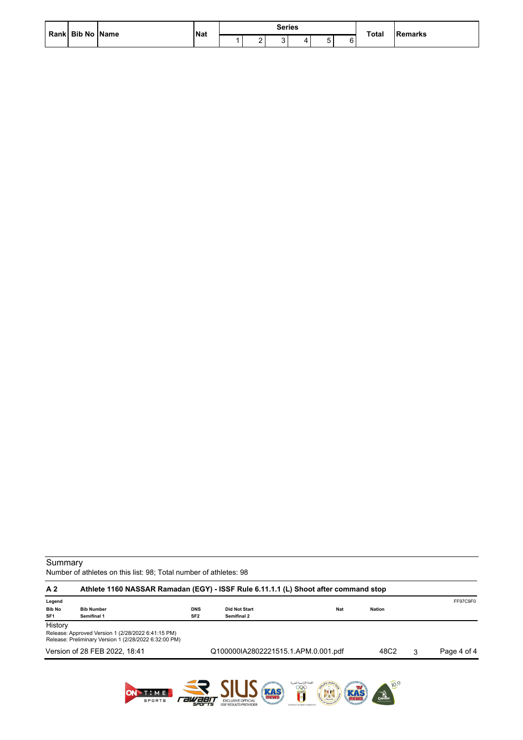| Rank | Bib No | Name | Nat | Series | | | | | | Total | Remarks |
|---|---|---|---|---|---|---|---|---|---|---|---|
| | | | | 1 | 2 | 3 | 4 | 5 | 6 | | |

## Summary

Number of athletes on this list: 98; Total number of athletes: 98

| A 2 | Athlete 1160 NASSAR Ramadan (EGY) - ISSF Rule 6.11.1.1 (L) Shoot after command stop |
|---|---|

**Legend**

| | | | | | |
|---|---|---|---|---|---|
| **Bib No** | **Bib Number** | **DNS** | **Did Not Start** | **Nat** | **Nation** |
| **SF1** | **Semifinal 1** | **SF2** | **Semifinal 2** | | |

FF97C9F0

**History**

Release: Approved Version 1 (2/28/2022 6:41:15 PM)
Release: Preliminary Version 1 (2/28/2022 6:32:00 PM)

Version of 28 FEB 2022, 18:41 Q100000IA2802221515.1.APM.0.001.pdf 48C2 3